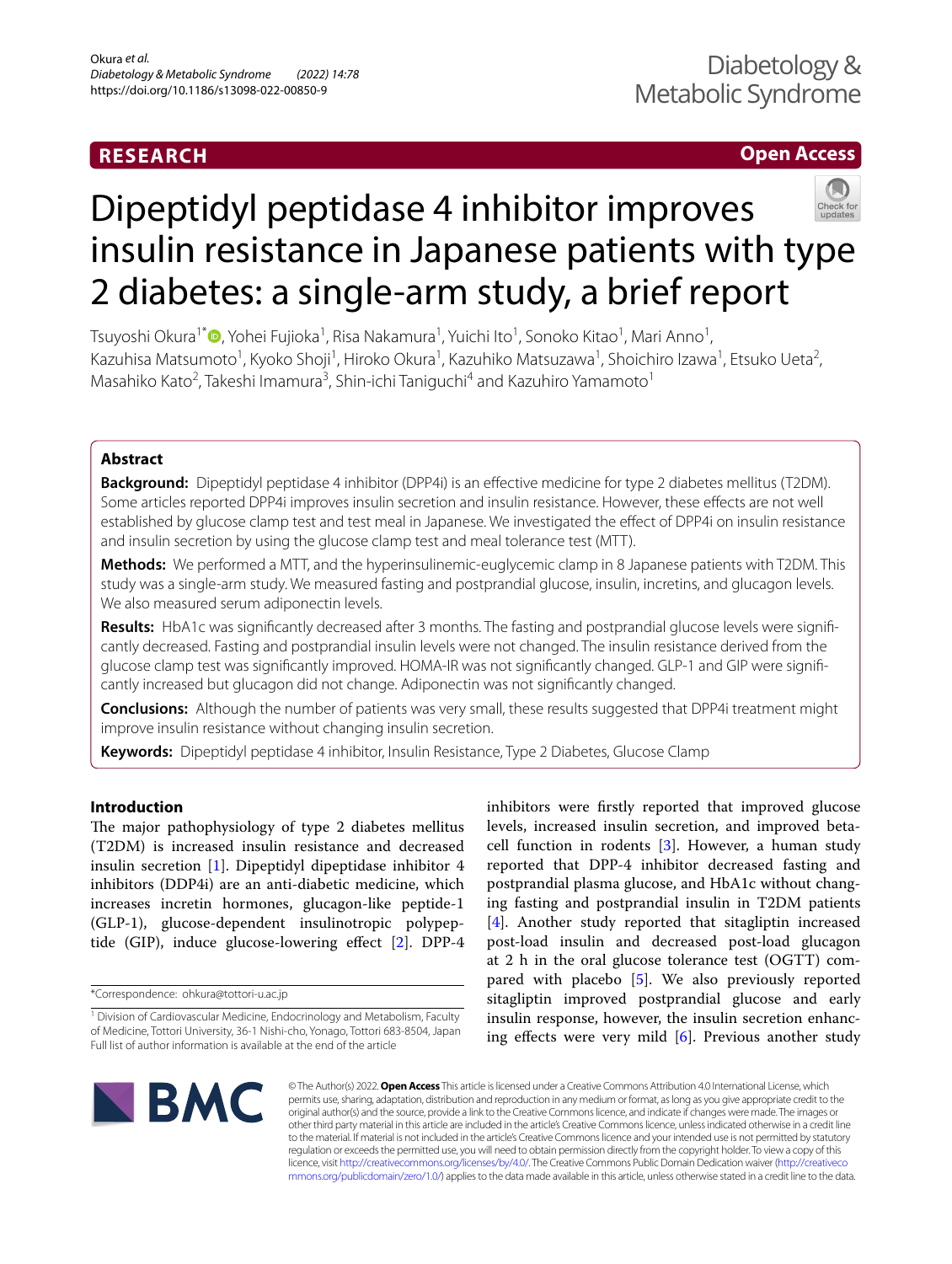RESEARCH

Open Access

# Dipeptidyl peptidase 4 inhibitor improves insulin resistance in Japanese patients with type 2 diabetes: a single-arm study, a brief report

Tsuyoshi Okura[1*], Yohei Fujioka[1], Risa Nakamura[1], Yuichi Ito[1], Sonoko Kitao[1], Mari Anno[1], Kazuhisa Matsumoto[1], Kyoko Shoji[1], Hiroko Okura[1], Kazuhiko Matsuzawa[1], Shoichiro Izawa[1], Etsuko Ueta[2], Masahiko Kato[2], Takeshi Imamura[3], Shin-ichi Taniguchi[4] and Kazuhiro Yamamoto[1]

## Abstract

**Background:** Dipeptidyl peptidase 4 inhibitor (DPP4i) is an effective medicine for type 2 diabetes mellitus (T2DM). Some articles reported DPP4i improves insulin secretion and insulin resistance. However, these effects are not well established by glucose clamp test and test meal in Japanese. We investigated the effect of DPP4i on insulin resistance and insulin secretion by using the glucose clamp test and meal tolerance test (MTT).

**Methods:** We performed a MTT, and the hyperinsulinemic-euglycemic clamp in 8 Japanese patients with T2DM. This study was a single-arm study. We measured fasting and postprandial glucose, insulin, incretins, and glucagon levels. We also measured serum adiponectin levels.

**Results:** HbA1c was significantly decreased after 3 months. The fasting and postprandial glucose levels were significantly decreased. Fasting and postprandial insulin levels were not changed. The insulin resistance derived from the glucose clamp test was significantly improved. HOMA-IR was not significantly changed. GLP-1 and GIP were significantly increased but glucagon did not change. Adiponectin was not significantly changed.

**Conclusions:** Although the number of patients was very small, these results suggested that DPP4i treatment might improve insulin resistance without changing insulin secretion.

**Keywords:** Dipeptidyl peptidase 4 inhibitor, Insulin Resistance, Type 2 Diabetes, Glucose Clamp

## Introduction

The major pathophysiology of type 2 diabetes mellitus (T2DM) is increased insulin resistance and decreased insulin secretion [1]. Dipeptidyl dipeptidase inhibitor 4 inhibitors (DDP4i) are an anti-diabetic medicine, which increases incretin hormones, glucagon-like peptide-1 (GLP-1), glucose-dependent insulinotropic polypeptide (GIP), induce glucose-lowering effect [2]. DPP-4 inhibitors were firstly reported that improved glucose levels, increased insulin secretion, and improved beta-cell function in rodents [3]. However, a human study reported that DPP-4 inhibitor decreased fasting and postprandial plasma glucose, and HbA1c without changing fasting and postprandial insulin in T2DM patients [4]. Another study reported that sitagliptin increased post-load insulin and decreased post-load glucagon at 2 h in the oral glucose tolerance test (OGTT) compared with placebo [5]. We also previously reported sitagliptin improved postprandial glucose and early insulin response, however, the insulin secretion enhancing effects were very mild [6]. Previous another study

*Correspondence: ohkura@tottori-u.ac.jp

[1] Division of Cardiovascular Medicine, Endocrinology and Metabolism, Faculty of Medicine, Tottori University, 36-1 Nishi-cho, Yonago, Tottori 683-8504, Japan
Full list of author information is available at the end of the article

© The Author(s) 2022. **Open Access** This article is licensed under a Creative Commons Attribution 4.0 International License, which permits use, sharing, adaptation, distribution and reproduction in any medium or format, as long as you give appropriate credit to the original author(s) and the source, provide a link to the Creative Commons licence, and indicate if changes were made. The images or other third party material in this article are included in the article's Creative Commons licence, unless indicated otherwise in a credit line to the material. If material is not included in the article's Creative Commons licence and your intended use is not permitted by statutory regulation or exceeds the permitted use, you will need to obtain permission directly from the copyright holder. To view a copy of this licence, visit http://creativecommons.org/licenses/by/4.0/. The Creative Commons Public Domain Dedication waiver (http://creativecommons.org/publicdomain/zero/1.0/) applies to the data made available in this article, unless otherwise stated in a credit line to the data.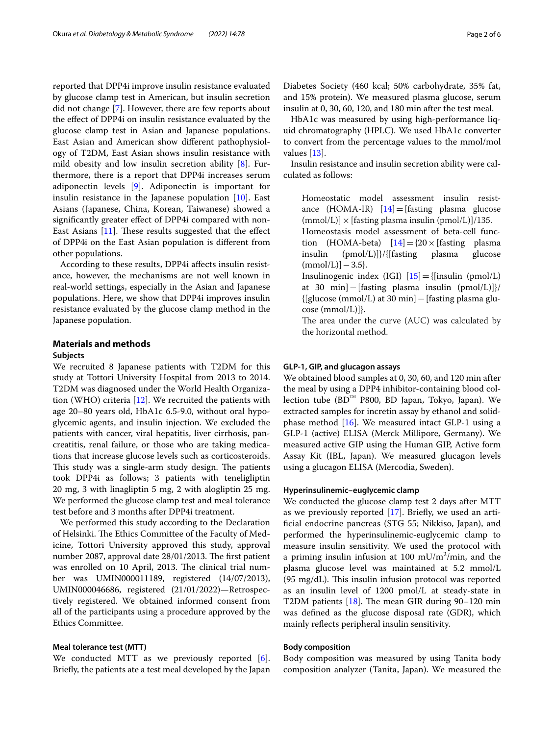reported that DPP4i improve insulin resistance evaluated by glucose clamp test in American, but insulin secretion did not change [7]. However, there are few reports about the effect of DPP4i on insulin resistance evaluated by the glucose clamp test in Asian and Japanese populations. East Asian and American show different pathophysiology of T2DM, East Asian shows insulin resistance with mild obesity and low insulin secretion ability [8]. Furthermore, there is a report that DPP4i increases serum adiponectin levels [9]. Adiponectin is important for insulin resistance in the Japanese population [10]. East Asians (Japanese, China, Korean, Taiwanese) showed a significantly greater effect of DPP4i compared with non-East Asians [11]. These results suggested that the effect of DPP4i on the East Asian population is different from other populations.

According to these results, DPP4i affects insulin resistance, however, the mechanisms are not well known in real-world settings, especially in the Asian and Japanese populations. Here, we show that DPP4i improves insulin resistance evaluated by the glucose clamp method in the Japanese population.

## Materials and methods

### Subjects

We recruited 8 Japanese patients with T2DM for this study at Tottori University Hospital from 2013 to 2014. T2DM was diagnosed under the World Health Organization (WHO) criteria [12]. We recruited the patients with age 20–80 years old, HbA1c 6.5-9.0, without oral hypoglycemic agents, and insulin injection. We excluded the patients with cancer, viral hepatitis, liver cirrhosis, pancreatitis, renal failure, or those who are taking medications that increase glucose levels such as corticosteroids. This study was a single-arm study design. The patients took DPP4i as follows; 3 patients with teneligliptin 20 mg, 3 with linagliptin 5 mg, 2 with alogliptin 25 mg. We performed the glucose clamp test and meal tolerance test before and 3 months after DPP4i treatment.

We performed this study according to the Declaration of Helsinki. The Ethics Committee of the Faculty of Medicine, Tottori University approved this study, approval number 2087, approval date 28/01/2013. The first patient was enrolled on 10 April, 2013. The clinical trial number was UMIN000011189, registered (14/07/2013), UMIN000046686, registered (21/01/2022)—Retrospectively registered. We obtained informed consent from all of the participants using a procedure approved by the Ethics Committee.

### Meal tolerance test (MTT)

We conducted MTT as we previously reported [6]. Briefly, the patients ate a test meal developed by the Japan Diabetes Society (460 kcal; 50% carbohydrate, 35% fat, and 15% protein). We measured plasma glucose, serum insulin at 0, 30, 60, 120, and 180 min after the test meal.

HbA1c was measured by using high-performance liquid chromatography (HPLC). We used HbA1c converter to convert from the percentage values to the mmol/mol values [13].

Insulin resistance and insulin secretion ability were calculated as follows:

Homeostatic model assessment insulin resistance (HOMA-IR) [14] = [fasting plasma glucose (mmol/L)] × [fasting plasma insulin (pmol/L)]/135.

Homeostasis model assessment of beta-cell function (HOMA-beta) [14] = {20 × [fasting plasma insulin (pmol/L)]}/{[fasting plasma glucose (mmol/L)] − 3.5}.

Insulinogenic index (IGI) [15] = {[insulin (pmol/L) at 30 min] − [fasting plasma insulin (pmol/L)]}/{[glucose (mmol/L) at 30 min] − [fasting plasma glucose (mmol/L)]}.

The area under the curve (AUC) was calculated by the horizontal method.

### GLP-1, GIP, and glucagon assays

We obtained blood samples at 0, 30, 60, and 120 min after the meal by using a DPP4 inhibitor-containing blood collection tube (BD™ P800, BD Japan, Tokyo, Japan). We extracted samples for incretin assay by ethanol and solid-phase method [16]. We measured intact GLP-1 using a GLP-1 (active) ELISA (Merck Millipore, Germany). We measured active GIP using the Human GIP, Active form Assay Kit (IBL, Japan). We measured glucagon levels using a glucagon ELISA (Mercodia, Sweden).

### Hyperinsulinemic–euglycemic clamp

We conducted the glucose clamp test 2 days after MTT as we previously reported [17]. Briefly, we used an artificial endocrine pancreas (STG 55; Nikkiso, Japan), and performed the hyperinsulinemic-euglycemic clamp to measure insulin sensitivity. We used the protocol with a priming insulin infusion at 100 mU/m$^2$/min, and the plasma glucose level was maintained at 5.2 mmol/L (95 mg/dL). This insulin infusion protocol was reported as an insulin level of 1200 pmol/L at steady-state in T2DM patients [18]. The mean GIR during 90–120 min was defined as the glucose disposal rate (GDR), which mainly reflects peripheral insulin sensitivity.

### Body composition

Body composition was measured by using Tanita body composition analyzer (Tanita, Japan). We measured the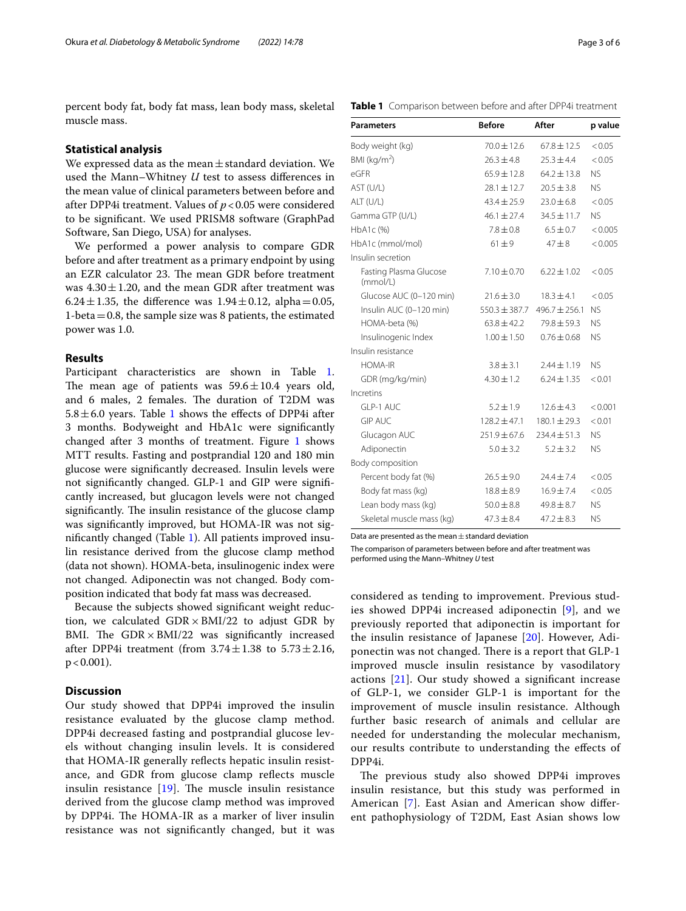percent body fat, body fat mass, lean body mass, skeletal muscle mass.

## Statistical analysis

We expressed data as the mean ± standard deviation. We used the Mann–Whitney *U* test to assess differences in the mean value of clinical parameters between before and after DPP4i treatment. Values of $p < 0.05$ were considered to be significant. We used PRISM8 software (GraphPad Software, San Diego, USA) for analyses.

We performed a power analysis to compare GDR before and after treatment as a primary endpoint by using an EZR calculator 23. The mean GDR before treatment was 4.30 ± 1.20, and the mean GDR after treatment was 6.24 ± 1.35, the difference was 1.94 ± 0.12, alpha = 0.05, 1-beta = 0.8, the sample size was 8 patients, the estimated power was 1.0.

## Results

Participant characteristics are shown in Table 1. The mean age of patients was 59.6 ± 10.4 years old, and 6 males, 2 females. The duration of T2DM was 5.8 ± 6.0 years. Table 1 shows the effects of DPP4i after 3 months. Bodyweight and HbA1c were significantly changed after 3 months of treatment. Figure 1 shows MTT results. Fasting and postprandial 120 and 180 min glucose were significantly decreased. Insulin levels were not significantly changed. GLP-1 and GIP were significantly increased, but glucagon levels were not changed significantly. The insulin resistance of the glucose clamp was significantly improved, but HOMA-IR was not significantly changed (Table 1). All patients improved insulin resistance derived from the glucose clamp method (data not shown). HOMA-beta, insulinogenic index were not changed. Adiponectin was not changed. Body composition indicated that body fat mass was decreased.

Because the subjects showed significant weight reduction, we calculated GDR × BMI/22 to adjust GDR by BMI. The GDR × BMI/22 was significantly increased after DPP4i treatment (from 3.74 ± 1.38 to 5.73 ± 2.16, $p < 0.001$).

**Table 1** Comparison between before and after DPP4i treatment

| Parameters | Before | After | p value |
|---|---|---|---|
| Body weight (kg) | 70.0 ± 12.6 | 67.8 ± 12.5 | < 0.05 |
| BMI (kg/m$^2$) | 26.3 ± 4.8 | 25.3 ± 4.4 | < 0.05 |
| eGFR | 65.9 ± 12.8 | 64.2 ± 13.8 | NS |
| AST (U/L) | 28.1 ± 12.7 | 20.5 ± 3.8 | NS |
| ALT (U/L) | 43.4 ± 25.9 | 23.0 ± 6.8 | < 0.05 |
| Gamma GTP (U/L) | 46.1 ± 27.4 | 34.5 ± 11.7 | NS |
| HbA1c (%) | 7.8 ± 0.8 | 6.5 ± 0.7 | < 0.005 |
| HbA1c (mmol/mol) | 61 ± 9 | 47 ± 8 | < 0.005 |
| Insulin secretion | | | |
| Fasting Plasma Glucose (mmol/L) | 7.10 ± 0.70 | 6.22 ± 1.02 | < 0.05 |
| Glucose AUC (0–120 min) | 21.6 ± 3.0 | 18.3 ± 4.1 | < 0.05 |
| Insulin AUC (0–120 min) | 550.3 ± 387.7 | 496.7 ± 256.1 | NS |
| HOMA-beta (%) | 63.8 ± 42.2 | 79.8 ± 59.3 | NS |
| Insulinogenic Index | 1.00 ± 1.50 | 0.76 ± 0.68 | NS |
| Insulin resistance | | | |
| HOMA-IR | 3.8 ± 3.1 | 2.44 ± 1.19 | NS |
| GDR (mg/kg/min) | 4.30 ± 1.2 | 6.24 ± 1.35 | < 0.01 |
| Incretins | | | |
| GLP-1 AUC | 5.2 ± 1.9 | 12.6 ± 4.3 | < 0.001 |
| GIP AUC | 128.2 ± 47.1 | 180.1 ± 29.3 | < 0.01 |
| Glucagon AUC | 251.9 ± 67.6 | 234.4 ± 51.3 | NS |
| Adiponectin | 5.0 ± 3.2 | 5.2 ± 3.2 | NS |
| Body composition | | | |
| Percent body fat (%) | 26.5 ± 9.0 | 24.4 ± 7.4 | < 0.05 |
| Body fat mass (kg) | 18.8 ± 8.9 | 16.9 ± 7.4 | < 0.05 |
| Lean body mass (kg) | 50.0 ± 8.8 | 49.8 ± 8.7 | NS |
| Skeletal muscle mass (kg) | 47.3 ± 8.4 | 47.2 ± 8.3 | NS |

Data are presented as the mean ± standard deviation

The comparison of parameters between before and after treatment was performed using the Mann–Whitney *U* test

## Discussion

Our study showed that DPP4i improved the insulin resistance evaluated by the glucose clamp method. DPP4i decreased fasting and postprandial glucose levels without changing insulin levels. It is considered that HOMA-IR generally reflects hepatic insulin resistance, and GDR from glucose clamp reflects muscle insulin resistance [19]. The muscle insulin resistance derived from the glucose clamp method was improved by DPP4i. The HOMA-IR as a marker of liver insulin resistance was not significantly changed, but it was considered as tending to improvement. Previous studies showed DPP4i increased adiponectin [9], and we previously reported that adiponectin is important for the insulin resistance of Japanese [20]. However, Adiponectin was not changed. There is a report that GLP-1 improved muscle insulin resistance by vasodilatory actions [21]. Our study showed a significant increase of GLP-1, we consider GLP-1 is important for the improvement of muscle insulin resistance. Although further basic research of animals and cellular are needed for understanding the molecular mechanism, our results contribute to understanding the effects of DPP4i.

The previous study also showed DPP4i improves insulin resistance, but this study was performed in American [7]. East Asian and American show different pathophysiology of T2DM, East Asian shows low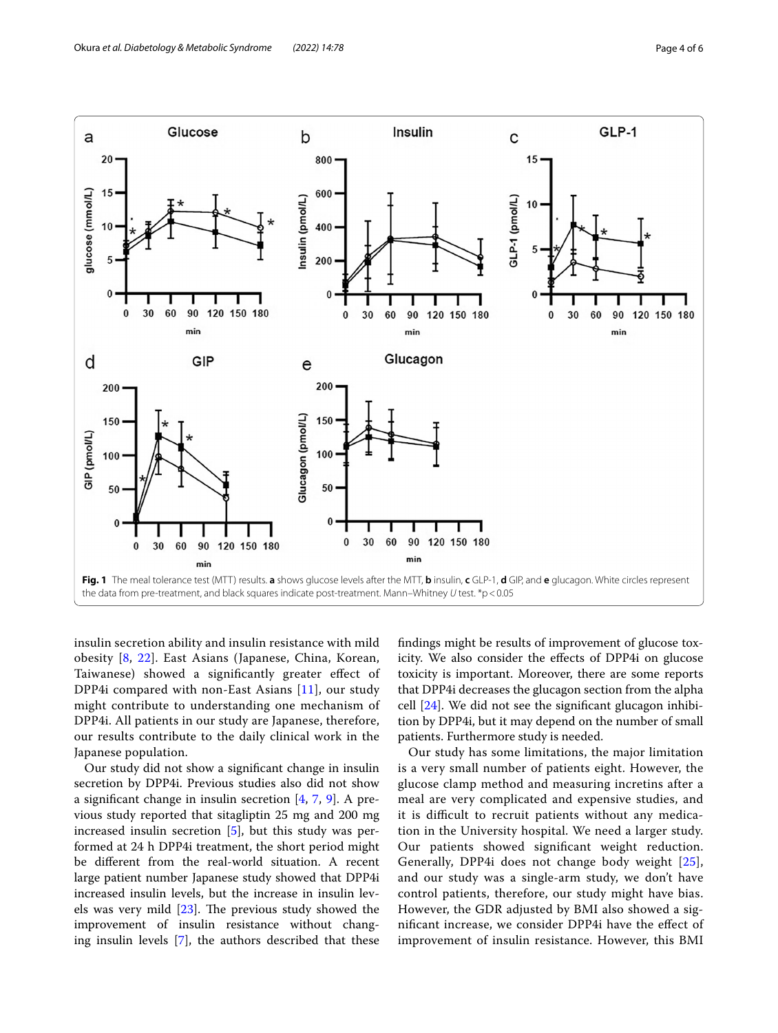Fig. 1 The meal tolerance test (MTT) results. **a** shows glucose levels after the MTT, **b** insulin, **c** GLP-1, **d** GIP, and **e** glucagon. White circles represent the data from pre-treatment, and black squares indicate post-treatment. Mann–Whitney *U* test. $^{*}p < 0.05$

insulin secretion ability and insulin resistance with mild obesity [8, 22]. East Asians (Japanese, China, Korean, Taiwanese) showed a significantly greater effect of DPP4i compared with non-East Asians [11], our study might contribute to understanding one mechanism of DPP4i. All patients in our study are Japanese, therefore, our results contribute to the daily clinical work in the Japanese population.

Our study did not show a significant change in insulin secretion by DPP4i. Previous studies also did not show a significant change in insulin secretion [4, 7, 9]. A previous study reported that sitagliptin 25 mg and 200 mg increased insulin secretion [5], but this study was performed at 24 h DPP4i treatment, the short period might be different from the real-world situation. A recent large patient number Japanese study showed that DPP4i increased insulin levels, but the increase in insulin levels was very mild [23]. The previous study showed the improvement of insulin resistance without changing insulin levels [7], the authors described that these findings might be results of improvement of glucose toxicity. We also consider the effects of DPP4i on glucose toxicity is important. Moreover, there are some reports that DPP4i decreases the glucagon section from the alpha cell [24]. We did not see the significant glucagon inhibition by DPP4i, but it may depend on the number of small patients. Furthermore study is needed.

Our study has some limitations, the major limitation is a very small number of patients eight. However, the glucose clamp method and measuring incretins after a meal are very complicated and expensive studies, and it is difficult to recruit patients without any medication in the University hospital. We need a larger study. Our patients showed significant weight reduction. Generally, DPP4i does not change body weight [25], and our study was a single-arm study, we don't have control patients, therefore, our study might have bias. However, the GDR adjusted by BMI also showed a significant increase, we consider DPP4i have the effect of improvement of insulin resistance. However, this BMI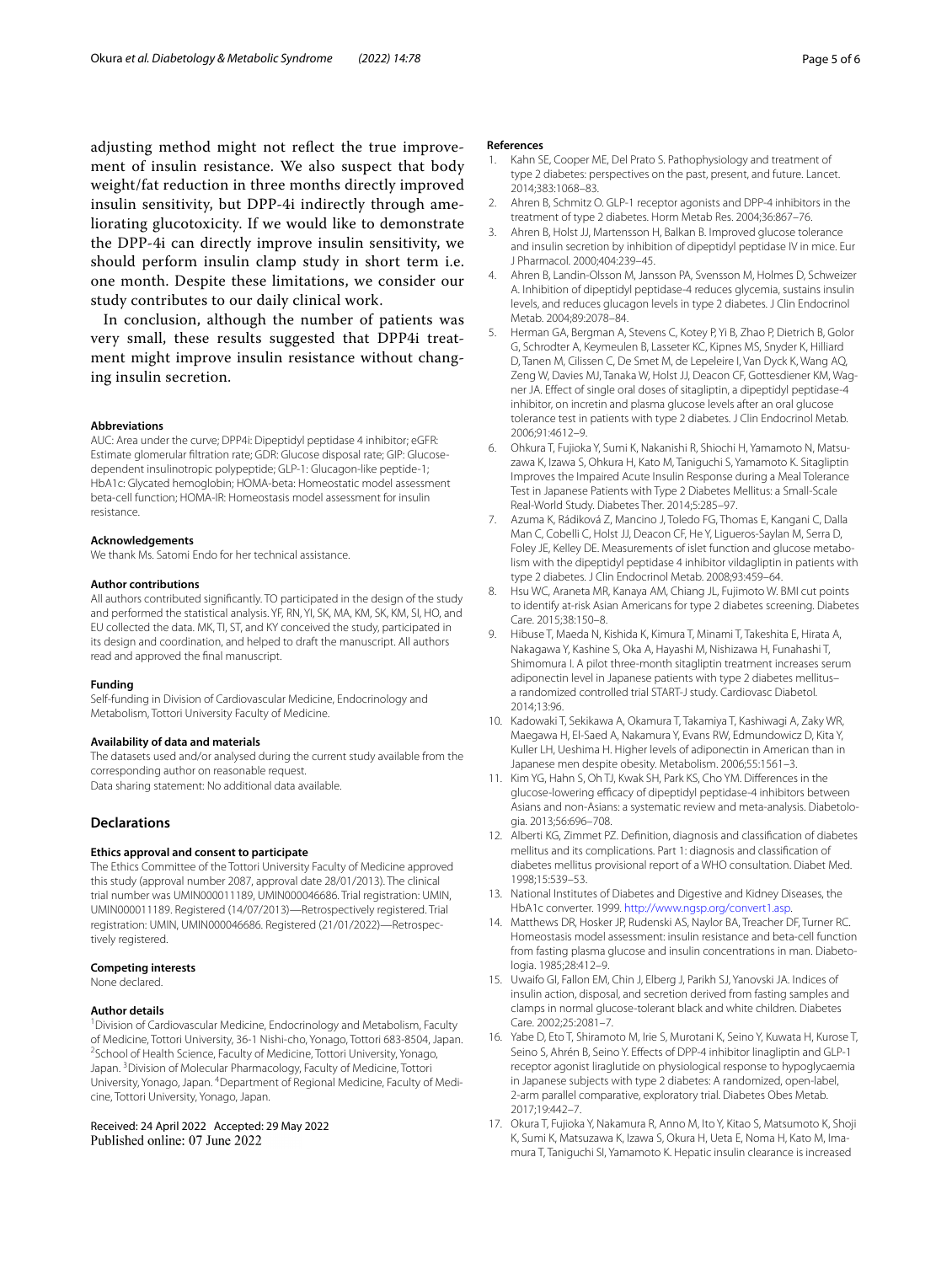adjusting method might not reflect the true improvement of insulin resistance. We also suspect that body weight/fat reduction in three months directly improved insulin sensitivity, but DPP-4i indirectly through ameliorating glucotoxicity. If we would like to demonstrate the DPP-4i can directly improve insulin sensitivity, we should perform insulin clamp study in short term i.e. one month. Despite these limitations, we consider our study contributes to our daily clinical work.

In conclusion, although the number of patients was very small, these results suggested that DPP4i treatment might improve insulin resistance without changing insulin secretion.

#### Abbreviations

AUC: Area under the curve; DPP4i: Dipeptidyl peptidase 4 inhibitor; eGFR: Estimate glomerular filtration rate; GDR: Glucose disposal rate; GIP: Glucose-dependent insulinotropic polypeptide; GLP-1: Glucagon-like peptide-1; HbA1c: Glycated hemoglobin; HOMA-beta: Homeostatic model assessment beta-cell function; HOMA-IR: Homeostasis model assessment for insulin resistance.

#### Acknowledgements

We thank Ms. Satomi Endo for her technical assistance.

#### Author contributions

All authors contributed significantly. TO participated in the design of the study and performed the statistical analysis. YF, RN, YI, SK, MA, KM, SK, KM, SI, HO, and EU collected the data. MK, TI, ST, and KY conceived the study, participated in its design and coordination, and helped to draft the manuscript. All authors read and approved the final manuscript.

#### Funding

Self-funding in Division of Cardiovascular Medicine, Endocrinology and Metabolism, Tottori University Faculty of Medicine.

#### Availability of data and materials

The datasets used and/or analysed during the current study available from the corresponding author on reasonable request.
Data sharing statement: No additional data available.

## Declarations

#### Ethics approval and consent to participate

The Ethics Committee of the Tottori University Faculty of Medicine approved this study (approval number 2087, approval date 28/01/2013). The clinical trial number was UMIN000011189, UMIN000046686. Trial registration: UMIN, UMIN000011189. Registered (14/07/2013)—Retrospectively registered. Trial registration: UMIN, UMIN000046686. Registered (21/01/2022)—Retrospectively registered.

#### Competing interests

None declared.

#### Author details

[1]Division of Cardiovascular Medicine, Endocrinology and Metabolism, Faculty of Medicine, Tottori University, 36-1 Nishi-cho, Yonago, Tottori 683-8504, Japan. [2]School of Health Science, Faculty of Medicine, Tottori University, Yonago, Japan. [3]Division of Molecular Pharmacology, Faculty of Medicine, Tottori University, Yonago, Japan. [4]Department of Regional Medicine, Faculty of Medicine, Tottori University, Yonago, Japan.

Received: 24 April 2022 Accepted: 29 May 2022
Published online: 07 June 2022

#### References

1. Kahn SE, Cooper ME, Del Prato S. Pathophysiology and treatment of type 2 diabetes: perspectives on the past, present, and future. Lancet. 2014;383:1068–83.
2. Ahren B, Schmitz O. GLP-1 receptor agonists and DPP-4 inhibitors in the treatment of type 2 diabetes. Horm Metab Res. 2004;36:867–76.
3. Ahren B, Holst JJ, Martensson H, Balkan B. Improved glucose tolerance and insulin secretion by inhibition of dipeptidyl peptidase IV in mice. Eur J Pharmacol. 2000;404:239–45.
4. Ahren B, Landin-Olsson M, Jansson PA, Svensson M, Holmes D, Schweizer A. Inhibition of dipeptidyl peptidase-4 reduces glycemia, sustains insulin levels, and reduces glucagon levels in type 2 diabetes. J Clin Endocrinol Metab. 2004;89:2078–84.
5. Herman GA, Bergman A, Stevens C, Kotey P, Yi B, Zhao P, Dietrich B, Golor G, Schrodter A, Keymeulen B, Lasseter KC, Kipnes MS, Snyder K, Hilliard D, Tanen M, Cilissen C, De Smet M, de Lepeleire I, Van Dyck K, Wang AQ, Zeng W, Davies MJ, Tanaka W, Holst JJ, Deacon CF, Gottesdiener KM, Wagner JA. Effect of single oral doses of sitagliptin, a dipeptidyl peptidase-4 inhibitor, on incretin and plasma glucose levels after an oral glucose tolerance test in patients with type 2 diabetes. J Clin Endocrinol Metab. 2006;91:4612–9.
6. Ohkura T, Fujioka Y, Sumi K, Nakanishi R, Shiochi H, Yamamoto N, Matsuzawa K, Izawa S, Ohkura H, Kato M, Taniguchi S, Yamamoto K. Sitagliptin Improves the Impaired Acute Insulin Response during a Meal Tolerance Test in Japanese Patients with Type 2 Diabetes Mellitus: a Small-Scale Real-World Study. Diabetes Ther. 2014;5:285–97.
7. Azuma K, Rádiková Z, Mancino J, Toledo FG, Thomas E, Kangani C, Dalla Man C, Cobelli C, Holst JJ, Deacon CF, He Y, Ligueros-Saylan M, Serra D, Foley JE, Kelley DE. Measurements of islet function and glucose metabolism with the dipeptidyl peptidase 4 inhibitor vildagliptin in patients with type 2 diabetes. J Clin Endocrinol Metab. 2008;93:459–64.
8. Hsu WC, Araneta MR, Kanaya AM, Chiang JL, Fujimoto W. BMI cut points to identify at-risk Asian Americans for type 2 diabetes screening. Diabetes Care. 2015;38:150–8.
9. Hibuse T, Maeda N, Kishida K, Kimura T, Minami T, Takeshita E, Hirata A, Nakagawa Y, Kashine S, Oka A, Hayashi M, Nishizawa H, Funahashi T, Shimomura I. A pilot three-month sitagliptin treatment increases serum adiponectin level in Japanese patients with type 2 diabetes mellitus–a randomized controlled trial START-J study. Cardiovasc Diabetol. 2014;13:96.
10. Kadowaki T, Sekikawa A, Okamura T, Takamiya T, Kashiwagi A, Zaky WR, Maegawa H, El-Saed A, Nakamura Y, Evans RW, Edmundowicz D, Kita Y, Kuller LH, Ueshima H. Higher levels of adiponectin in American than in Japanese men despite obesity. Metabolism. 2006;55:1561–3.
11. Kim YG, Hahn S, Oh TJ, Kwak SH, Park KS, Cho YM. Differences in the glucose-lowering efficacy of dipeptidyl peptidase-4 inhibitors between Asians and non-Asians: a systematic review and meta-analysis. Diabetologia. 2013;56:696–708.
12. Alberti KG, Zimmet PZ. Definition, diagnosis and classification of diabetes mellitus and its complications. Part 1: diagnosis and classification of diabetes mellitus provisional report of a WHO consultation. Diabet Med. 1998;15:539–53.
13. National Institutes of Diabetes and Digestive and Kidney Diseases, the HbA1c converter. 1999. http://www.ngsp.org/convert1.asp.
14. Matthews DR, Hosker JP, Rudenski AS, Naylor BA, Treacher DF, Turner RC. Homeostasis model assessment: insulin resistance and beta-cell function from fasting plasma glucose and insulin concentrations in man. Diabetologia. 1985;28:412–9.
15. Uwaifo GI, Fallon EM, Chin J, Elberg J, Parikh SJ, Yanovski JA. Indices of insulin action, disposal, and secretion derived from fasting samples and clamps in normal glucose-tolerant black and white children. Diabetes Care. 2002;25:2081–7.
16. Yabe D, Eto T, Shiramoto M, Irie S, Murotani K, Seino Y, Kuwata H, Kurose T, Seino S, Ahrén B, Seino Y. Effects of DPP-4 inhibitor linagliptin and GLP-1 receptor agonist liraglutide on physiological response to hypoglycaemia in Japanese subjects with type 2 diabetes: A randomized, open-label, 2-arm parallel comparative, exploratory trial. Diabetes Obes Metab. 2017;19:442–7.
17. Okura T, Fujioka Y, Nakamura R, Anno M, Ito Y, Kitao S, Matsumoto K, Shoji K, Sumi K, Matsuzawa K, Izawa S, Okura H, Ueta E, Noma H, Kato M, Imamura T, Taniguchi SI, Yamamoto K. Hepatic insulin clearance is increased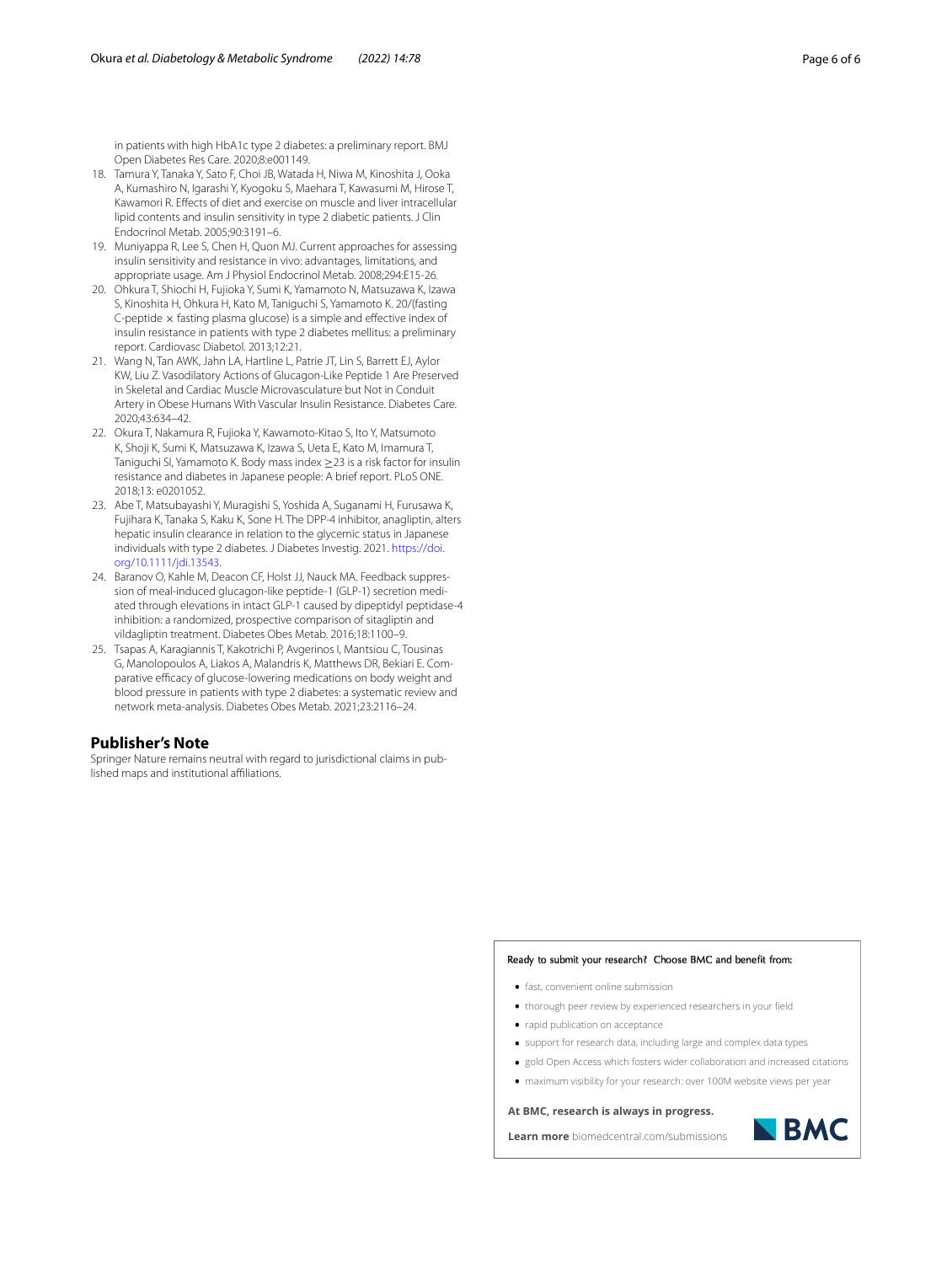in patients with high HbA1c type 2 diabetes: a preliminary report. BMJ Open Diabetes Res Care. 2020;8:e001149.

18. Tamura Y, Tanaka Y, Sato F, Choi JB, Watada H, Niwa M, Kinoshita J, Ooka A, Kumashiro N, Igarashi Y, Kyogoku S, Maehara T, Kawasumi M, Hirose T, Kawamori R. Effects of diet and exercise on muscle and liver intracellular lipid contents and insulin sensitivity in type 2 diabetic patients. J Clin Endocrinol Metab. 2005;90:3191–6.
19. Muniyappa R, Lee S, Chen H, Quon MJ. Current approaches for assessing insulin sensitivity and resistance in vivo: advantages, limitations, and appropriate usage. Am J Physiol Endocrinol Metab. 2008;294:E15-26.
20. Ohkura T, Shiochi H, Fujioka Y, Sumi K, Yamamoto N, Matsuzawa K, Izawa S, Kinoshita H, Ohkura H, Kato M, Taniguchi S, Yamamoto K. 20/(fasting C-peptide × fasting plasma glucose) is a simple and effective index of insulin resistance in patients with type 2 diabetes mellitus: a preliminary report. Cardiovasc Diabetol. 2013;12:21.
21. Wang N, Tan AWK, Jahn LA, Hartline L, Patrie JT, Lin S, Barrett EJ, Aylor KW, Liu Z. Vasodilatory Actions of Glucagon-Like Peptide 1 Are Preserved in Skeletal and Cardiac Muscle Microvasculature but Not in Conduit Artery in Obese Humans With Vascular Insulin Resistance. Diabetes Care. 2020;43:634–42.
22. Okura T, Nakamura R, Fujioka Y, Kawamoto-Kitao S, Ito Y, Matsumoto K, Shoji K, Sumi K, Matsuzawa K, Izawa S, Ueta E, Kato M, Imamura T, Taniguchi SI, Yamamoto K. Body mass index ≥23 is a risk factor for insulin resistance and diabetes in Japanese people: A brief report. PLoS ONE. 2018;13: e0201052.
23. Abe T, Matsubayashi Y, Muragishi S, Yoshida A, Suganami H, Furusawa K, Fujihara K, Tanaka S, Kaku K, Sone H. The DPP-4 inhibitor, anagliptin, alters hepatic insulin clearance in relation to the glycemic status in Japanese individuals with type 2 diabetes. J Diabetes Investig. 2021. https://doi.org/10.1111/jdi.13543.
24. Baranov O, Kahle M, Deacon CF, Holst JJ, Nauck MA. Feedback suppression of meal-induced glucagon-like peptide-1 (GLP-1) secretion mediated through elevations in intact GLP-1 caused by dipeptidyl peptidase-4 inhibition: a randomized, prospective comparison of sitagliptin and vildagliptin treatment. Diabetes Obes Metab. 2016;18:1100–9.
25. Tsapas A, Karagiannis T, Kakotrichi P, Avgerinos I, Mantsiou C, Tousinas G, Manolopoulos A, Liakos A, Malandris K, Matthews DR, Bekiari E. Comparative efficacy of glucose-lowering medications on body weight and blood pressure in patients with type 2 diabetes: a systematic review and network meta-analysis. Diabetes Obes Metab. 2021;23:2116–24.

## Publisher's Note

Springer Nature remains neutral with regard to jurisdictional claims in published maps and institutional affiliations.

Ready to submit your research? Choose BMC and benefit from:

- fast, convenient online submission
- thorough peer review by experienced researchers in your field
- rapid publication on acceptance
- support for research data, including large and complex data types
- gold Open Access which fosters wider collaboration and increased citations
- maximum visibility for your research: over 100M website views per year

**At BMC, research is always in progress.**

**Learn more** biomedcentral.com/submissions

BMC